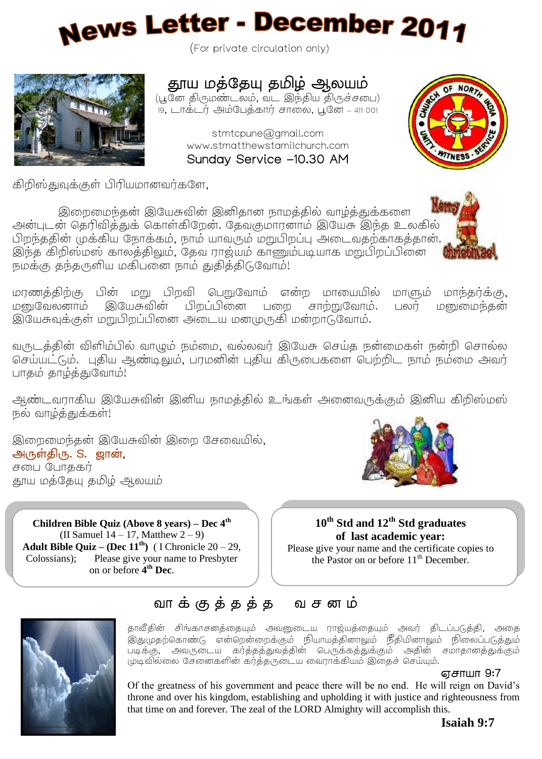# News Letter - December 2011

(For private circulation only)

## தூய மத்தேயு தமிழ் ஆலயம்

(பூனே திருமண்டலம், வட இந்திய திருச்சபை)
19, டாக்டர் அம்பேத்கார் சாலை, பூனே – 411 001

stmtcpune@gmail.com
www.stmatthewstamilchurch.com
Sunday Service –10.30 AM

கிறிஸ்துவுக்குள் பிரியமானவர்களே,

இறைமைந்தன் இயேசுவின் இனிதான நாமத்தில் வாழ்த்துக்களை அன்புடன் தெரிவித்துக் கொள்கிறேன். தேவகுமாரனாம் இயேசு இந்த உலகில் பிறந்ததின் முக்கிய நோக்கம், நாம் யாவரும் மறுபிறப்பு அடைவதற்காகத்தான். இந்த கிறிஸ்மஸ் காலத்திலும், தேவ ராஜ்யம் காணும்படியாக மறுபிறப்பினை நமக்கு தந்தருளிய மகிபனை நாம் துதித்திடுவோம்!

மரணத்திற்கு பின் மறு பிறவி பெறுவோம் என்ற மாயையில் மாளும் மாந்தர்க்கு, மனுவேலனாம் இயேசுவின் பிறப்பினை பறை சாற்றுவோம். பலர் மனுமைந்தன் இயேசுவுக்குள் மறுபிறப்பினை அடைய மனமுருகி மன்றாடுவோம்.

வருடத்தின் விளிம்பில் வாழும் நம்மை, வல்லவர் இயேசு செய்த நன்மைகள் நன்றி சொல்ல செய்யட்டும். புதிய ஆண்டிலும், பரமனின் புதிய கிருபைகளை பெற்றிட நாம் நம்மை அவர் பாதம் தாழ்த்துவோம்!

ஆண்டவராகிய இயேசுவின் இனிய நாமத்தில் உங்கள் அனைவருக்கும் இனிய கிறிஸ்மஸ் நல் வாழ்த்துக்கள்!

இறைமைந்தன் இயேசுவின் இறை சேவையில்,
அருள்திரு. S. ஜான்,
சபை போதகர்
தூய மத்தேயு தமிழ் ஆலயம்

**Children Bible Quiz (Above 8 years) – Dec 4th**
(II Samuel 14 – 17, Matthew 2 – 9)
**Adult Bible Quiz – (Dec 11th)** ( I Chronicle 20 – 29, Colossians); Please give your name to Presbyter on or before **4th Dec**.

**10th Std and 12th Std graduates of last academic year:**
Please give your name and the certificate copies to the Pastor on or before 11th December.

## வாக்குத்தத்த வசனம்

தாவீதின் சிங்காசனத்தையும் அவனுடைய ராஜ்யத்தையும் அவர் திடப்படுத்தி, அதை இதுமுதற்கொண்டு என்றென்றைக்கும் நியாயத்தினாலும் நீதியினாலும் நிலைப்படுத்தும் படிக்கு, அவருடைய கர்த்தத்துவத்தின் பெருக்கத்துக்கும் அதின் சமாதானத்துக்கும் முடிவில்லை சேனைகளின் கர்த்தருடைய வைராக்கியம் இதைச் செய்யும்.

ஏசாயா 9:7

Of the greatness of his government and peace there will be no end. He will reign on David's throne and over his kingdom, establishing and upholding it with justice and righteousness from that time on and forever. The zeal of the LORD Almighty will accomplish this.

**Isaiah 9:7**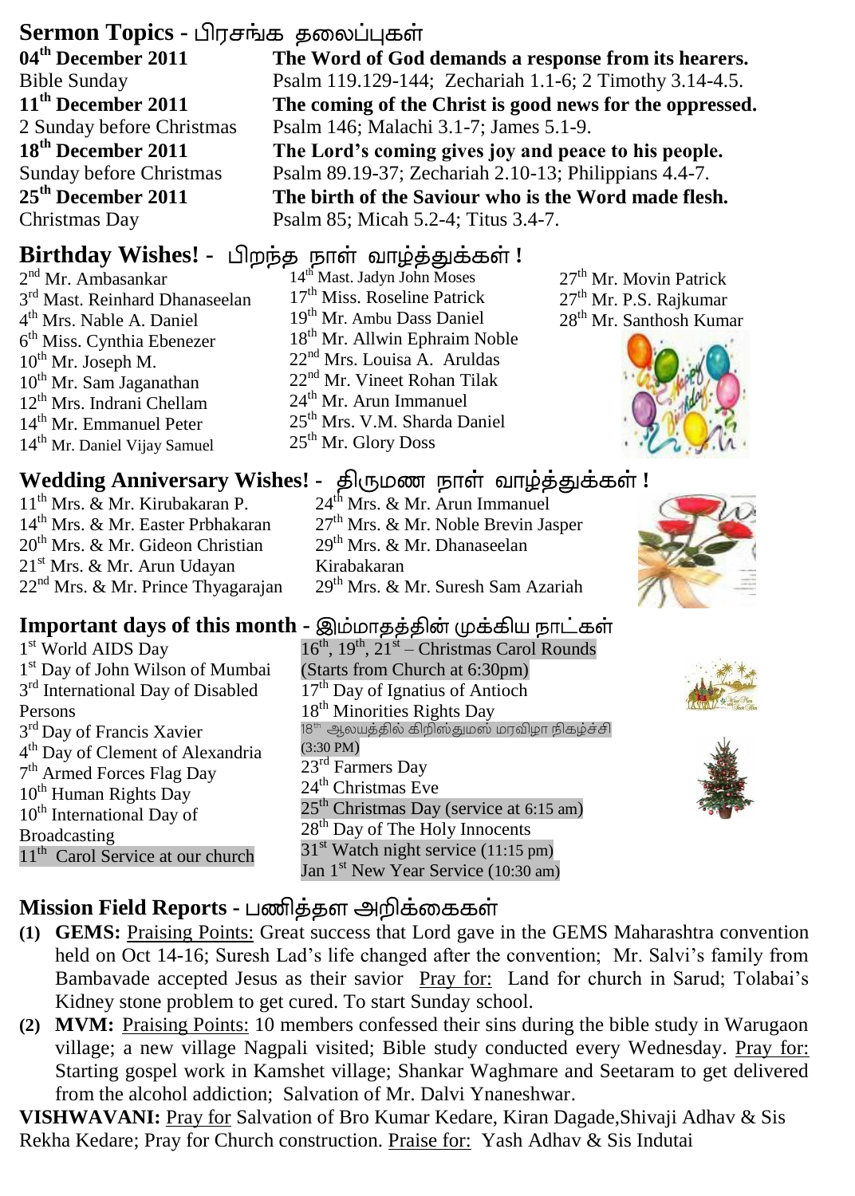## Sermon Topics - பிரசங்க தலைப்புகள்

**04th December 2011**
Bible Sunday
**The Word of God demands a response from its hearers.**
Psalm 119.129-144; Zechariah 1.1-6; 2 Timothy 3.14-4.5.

**11th December 2011**
2 Sunday before Christmas
**The coming of the Christ is good news for the oppressed.**
Psalm 146; Malachi 3.1-7; James 5.1-9.

**18th December 2011**
Sunday before Christmas
**The Lord's coming gives joy and peace to his people.**
Psalm 89.19-37; Zechariah 2.10-13; Philippians 4.4-7.

**25th December 2011**
Christmas Day
**The birth of the Saviour who is the Word made flesh.**
Psalm 85; Micah 5.2-4; Titus 3.4-7.

## Birthday Wishes! - பிறந்த நாள் வாழ்த்துக்கள் !

2nd Mr. Ambasankar
3rd Mast. Reinhard Dhanaseelan
4th Mrs. Nable A. Daniel
6th Miss. Cynthia Ebenezer
10th Mr. Joseph M.
10th Mr. Sam Jaganathan
12th Mrs. Indrani Chellam
14th Mr. Emmanuel Peter
14th Mr. Daniel Vijay Samuel
14th Mast. Jadyn John Moses
17th Miss. Roseline Patrick
19th Mr. Ambu Dass Daniel
18th Mr. Allwin Ephraim Noble
22nd Mrs. Louisa A. Aruldas
22nd Mr. Vineet Rohan Tilak
24th Mr. Arun Immanuel
25th Mrs. V.M. Sharda Daniel
25th Mr. Glory Doss
27th Mr. Movin Patrick
27th Mr. P.S. Rajkumar
28th Mr. Santhosh Kumar

## Wedding Anniversary Wishes! - திருமண நாள் வாழ்த்துக்கள் !

11th Mrs. & Mr. Kirubakaran P.
14th Mrs. & Mr. Easter Prbhakaran
20th Mrs. & Mr. Gideon Christian
21st Mrs. & Mr. Arun Udayan
22nd Mrs. & Mr. Prince Thyagarajan
24th Mrs. & Mr. Arun Immanuel
27th Mrs. & Mr. Noble Brevin Jasper
29th Mrs. & Mr. Dhanaseelan Kirabakaran
29th Mrs. & Mr. Suresh Sam Azariah

## Important days of this month - இம்மாதத்தின் முக்கிய நாட்கள்

1st World AIDS Day
1st Day of John Wilson of Mumbai
3rd International Day of Disabled Persons
3rd Day of Francis Xavier
4th Day of Clement of Alexandria
7th Armed Forces Flag Day
10th Human Rights Day
10th International Day of Broadcasting
11th Carol Service at our church
16th, 19th, 21st – Christmas Carol Rounds (Starts from Church at 6:30pm)
17th Day of Ignatius of Antioch
18th Minorities Rights Day
18th ஆலயத்தில் கிறிஸ்துமஸ் மரவிழா நிகழ்ச்சி (3:30 PM)
23rd Farmers Day
24th Christmas Eve
25th Christmas Day (service at 6:15 am)
28th Day of The Holy Innocents
31st Watch night service (11:15 pm)
Jan 1st New Year Service (10:30 am)

## Mission Field Reports - பணித்தள அறிக்கைகள்

**(1) GEMS:** Praising Points: Great success that Lord gave in the GEMS Maharashtra convention held on Oct 14-16; Suresh Lad's life changed after the convention; Mr. Salvi's family from Bambavade accepted Jesus as their savior Pray for: Land for church in Sarud; Tolabai's Kidney stone problem to get cured. To start Sunday school.

**(2) MVM:** Praising Points: 10 members confessed their sins during the bible study in Warugaon village; a new village Nagpali visited; Bible study conducted every Wednesday. Pray for: Starting gospel work in Kamshet village; Shankar Waghmare and Seetaram to get delivered from the alcohol addiction; Salvation of Mr. Dalvi Ynaneshwar.

**VISHWAVANI:** Pray for Salvation of Bro Kumar Kedare, Kiran Dagade,Shivaji Adhav & Sis Rekha Kedare; Pray for Church construction. Praise for: Yash Adhav & Sis Indutai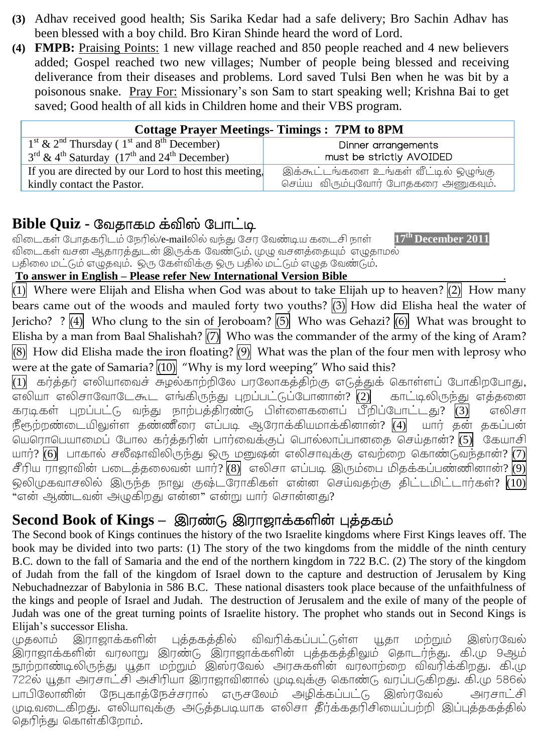**(3)** Adhav received good health; Sis Sarika Kedar had a safe delivery; Bro Sachin Adhav has been blessed with a boy child. Bro Kiran Shinde heard the word of Lord.

**(4)** **FMPB:** Praising Points: 1 new village reached and 850 people reached and 4 new believers added; Gospel reached two new villages; Number of people being blessed and receiving deliverance from their diseases and problems. Lord saved Tulsi Ben when he was bit by a poisonous snake. Pray For: Missionary's son Sam to start speaking well; Krishna Bai to get saved; Good health of all kids in Children home and their VBS program.

| **Cottage Prayer Meetings- Timings : 7PM to 8PM** | |
|---|---|
| 1st & 2nd Thursday ( 1st and 8th December)<br>3rd & 4th Saturday (17th and 24th December) | Dinner arrangements must be strictly AVOIDED |
| If you are directed by our Lord to host this meeting, kindly contact the Pastor. | இக்கூட்டங்களை உங்கள் வீட்டில் ஒழுங்கு செய்ய விரும்புவோர் போதகரை அணுகவும். |

## Bible Quiz - வேதாகம க்விஸ் போட்டி

விடைகள் போதகரிடம் நேரில்/e-mailலில் வந்து சேர வேண்டிய கடைசி நாள் **17th December 2011**
விடைகள் வசன ஆதாரத்துடன் இருக்க வேண்டும். முழு வசனத்தையும் எழுதாமல் பதிலை மட்டும் எழுதவும். ஒரு கேள்விக்கு ஒரு பதில் மட்டும் எழுத வேண்டும்.

**To answer in English – Please refer New International Version Bible**

(1) Where were Elijah and Elisha when God was about to take Elijah up to heaven? (2) How many bears came out of the woods and mauled forty two youths? (3) How did Elisha heal the water of Jericho? ? (4) Who clung to the sin of Jeroboam? (5) Who was Gehazi? (6) What was brought to Elisha by a man from Baal Shalishah? (7) Who was the commander of the army of the king of Aram? (8) How did Elisha made the iron floating? (9) What was the plan of the four men with leprosy who were at the gate of Samaria? (10) "Why is my lord weeping" Who said this?

(1) கர்த்தர் எலியாவைச் சுழல்காற்றிலே பரலோகத்திற்கு எடுத்துக் கொள்ளப் போகிறபோது, எலியா எலிசாவோடேகூட எங்கிருந்து புறப்பட்டுப்போனான்? (2) காட்டிலிருந்து எத்தனை கரடிகள் புறப்பட்டு வந்து நாற்பத்திரண்டு பிள்ளைகளைப் பீறிப்போட்டது? (3) எலிசா நீரூற்றண்டையிலுள்ள தண்ணீரை எப்படி ஆரோக்கியமாக்கினான்? (4) யார் தன் தகப்பன் யெரொபெயாமைப் போல கர்த்தரின் பார்வைக்குப் பொல்லாப்பானதை செய்தான்? (5) கேயாசி யார்? (6) பாகால் சலீஷாவிலிருந்து ஒரு மனுஷன் எலிசாவுக்கு எவற்றை கொண்டுவந்தான்? (7) சீரிய ராஜாவின் படைத்தலைவன் யார்? (8) எலிசா எப்படி இரும்பை மிதக்கப்பண்ணினான்? (9) ஒலிமுகவாசலில் இருந்த நாலு குஷ்டரோகிகள் என்ன செய்வதற்கு திட்டமிட்டார்கள்? (10) "என் ஆண்டவன் அழுகிறது என்ன" என்று யார் சொன்னது?

## Second Book of Kings – இரண்டு இராஜாக்களின் புத்தகம்

The Second book of Kings continues the history of the two Israelite kingdoms where First Kings leaves off. The book may be divided into two parts: (1) The story of the two kingdoms from the middle of the ninth century B.C. down to the fall of Samaria and the end of the northern kingdom in 722 B.C. (2) The story of the kingdom of Judah from the fall of the kingdom of Israel down to the capture and destruction of Jerusalem by King Nebuchadnezzar of Babylonia in 586 B.C. These national disasters took place because of the unfaithfulness of the kings and people of Israel and Judah. The destruction of Jerusalem and the exile of many of the people of Judah was one of the great turning points of Israelite history. The prophet who stands out in Second Kings is Elijah's successor Elisha.

முதலாம் இராஜாக்களின் புத்தகத்தில் விவரிக்கப்பட்டுள்ள யூதா மற்றும் இஸ்ரவேல் இராஜாக்களின் வரலாறு இரண்டு இராஜாக்களின் புத்தகத்திலும் தொடர்ந்து. கி.மு 9ஆம் நூற்றாண்டிலிருந்து யூதா மற்றும் இஸ்ரவேல் அரசுகளின் வரலாற்றை விவரிக்கிறது. கி.மு 722ல் யூதா அரசாட்சி அசிரியா இராஜாவினால் முடிவுக்கு கொண்டு வரப்படுகிறது. கி.மு 586ல் பாபிலோனின் நேபுகாத்நேச்சரால் எருசலேம் அழிக்கப்பட்டு இஸ்ரவேல் அரசாட்சி முடிவடைகிறது. எலியாவுக்கு அடுத்தபடியாக எலிசா தீர்க்கதரிசியைப்பற்றி இப்புத்தகத்தில் தெரிந்து கொள்கிறோம்.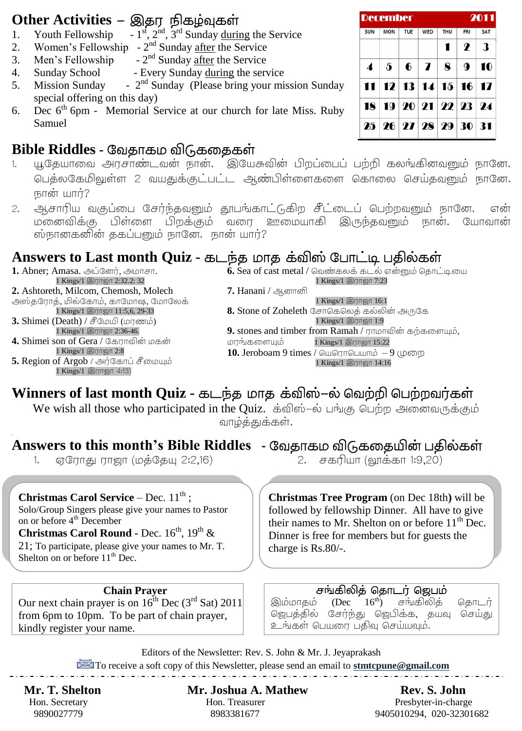## Other Activities – இதர நிகழ்வுகள்

1. Youth Fellowship - 1st, 2nd, 3rd Sunday during the Service
2. Women's Fellowship - 2nd Sunday after the Service
3. Men's Fellowship - 2nd Sunday after the Service
4. Sunday School - Every Sunday during the service
5. Mission Sunday - 2nd Sunday (Please bring your mission Sunday special offering on this day)
6. Dec 6th 6pm - Memorial Service at our church for late Miss. Ruby Samuel

| December | | | | | | 2011 |
|---|---|---|---|---|---|---|
| SUN | MON | TUE | WED | THU | FRI | SAT |
| | | | | 1 | 2 | 3 |
| 4 | 5 | 6 | 7 | 8 | 9 | 10 |
| 11 | 12 | 13 | 14 | 15 | 16 | 17 |
| 18 | 19 | 20 | 21 | 22 | 23 | 24 |
| 25 | 26 | 27 | 28 | 29 | 30 | 31 |

## Bible Riddles - வேதாகம விடுகதைகள்

1. யூதேயாவை அரசாண்டவன் நான். இயேசுவின் பிறப்பைப் பற்றி கலங்கினவனும் நானே. பெத்லகேமிலுள்ள 2 வயதுக்குட்பட்ட ஆண்பிள்ளைகளை கொலை செய்தவனும் நானே. நான் யார்?
2. ஆசாரிய வகுப்பை சேர்ந்தவனும் தூபங்காட்டுகிற சீட்டைப் பெற்றவனும் நானே. என் மனைவிக்கு பிள்ளை பிறக்கும் வரை ஊமையாகி இருந்தவனும் நான். யோவான் ஸ்நானகனின் தகப்பனும் நானே. நான் யார்?

## Answers to Last month Quiz - கடந்த மாத க்விஸ் போட்டி பதில்கள்

**1.** Abner; Amasa. அப்னேர், அமாசா.
1 Kings/1 இராஜா 2:32.2: 32

**2.** Ashtoreth, Milcom, Chemosh, Molech
அஸ்தரோத், மில்கோம், காமோஷ், மோலேக்
1 Kings/1 இராஜா 11:5,6, 29-33

**3.** Shimei (Death) / சீமேயி (மரணம்)
1 Kings/1 இராஜா 2:36-46.

**4.** Shimei son of Gera / கேராவின் மகன்
1 Kings/1 இராஜா 2:8

**5.** Region of Argob / அர்கோப் சீமையும்
1 Kings/1 இராஜா 4:13)

**6.** Sea of cast metal / வெண்கலக் கடல் என்னும் தொட்டியை
1 Kings/1 இராஜா 7:23

**7.** Hanani / ஆனானி
1 Kings/1 இராஜா 16:1

**8.** Stone of Zoheleth சோகெலெத் கல்லின் அருகே
1 Kings/1 இராஜா 1:9

**9.** stones and timber from Ramah / ராமாவின் கற்களையும், மரங்களையும்
1 Kings/1 இராஜா 15:22

**10.** Jeroboam 9 times / யெரொபெயாம் – 9 முறை
1 Kings/1 இராஜா 14:16

## Winners of last month Quiz - கடந்த மாத க்விஸ்–ல் வெற்றி பெற்றவர்கள்

We wish all those who participated in the Quiz. க்விஸ்–ல் பங்கு பெற்ற அனைவருக்கும் வாழ்த்துக்கள்.

## Answers to this month's Bible Riddles - வேதாகம விடுகதையின் பதில்கள்

1. ஏரோது ராஜா (மத்தேயு 2:2,16)
2. சகரியா (லூக்கா 1:9,20)

**Christmas Carol Service** – Dec. 11th ;
Solo/Group Singers please give your names to Pastor on or before 4th December

**Christmas Carol Round** - Dec. 16th, 19th & 21; To participate, please give your names to Mr. T. Shelton on or before 11th Dec.

**Christmas Tree Program** (on Dec 18th**)** will be followed by fellowship Dinner. All have to give their names to Mr. Shelton on or before 11th Dec. Dinner is free for members but for guests the charge is Rs.80/-.

**Chain Prayer**
Our next chain prayer is on 16th Dec (3rd Sat) 2011 from 6pm to 10pm. To be part of chain prayer, kindly register your name.

**சங்கிலித் தொடர் ஜெபம்**
இம்மாதம் (Dec 16th) சங்கிலித் தொடர் ஜெபத்தில் சேர்ந்து ஜெபிக்க, தயவு செய்து உங்கள் பெயரை பதிவு செய்யவும்.

Editors of the Newsletter: Rev. S. John & Mr. J. Jeyaprakash
To receive a soft copy of this Newsletter, please send an email to **stmtcpune@gmail.com**

**Mr. T. Shelton**
Hon. Secretary
9890027779

**Mr. Joshua A. Mathew**
Hon. Treasurer
8983381677

**Rev. S. John**
Presbyter-in-charge
9405010294, 020-32301682